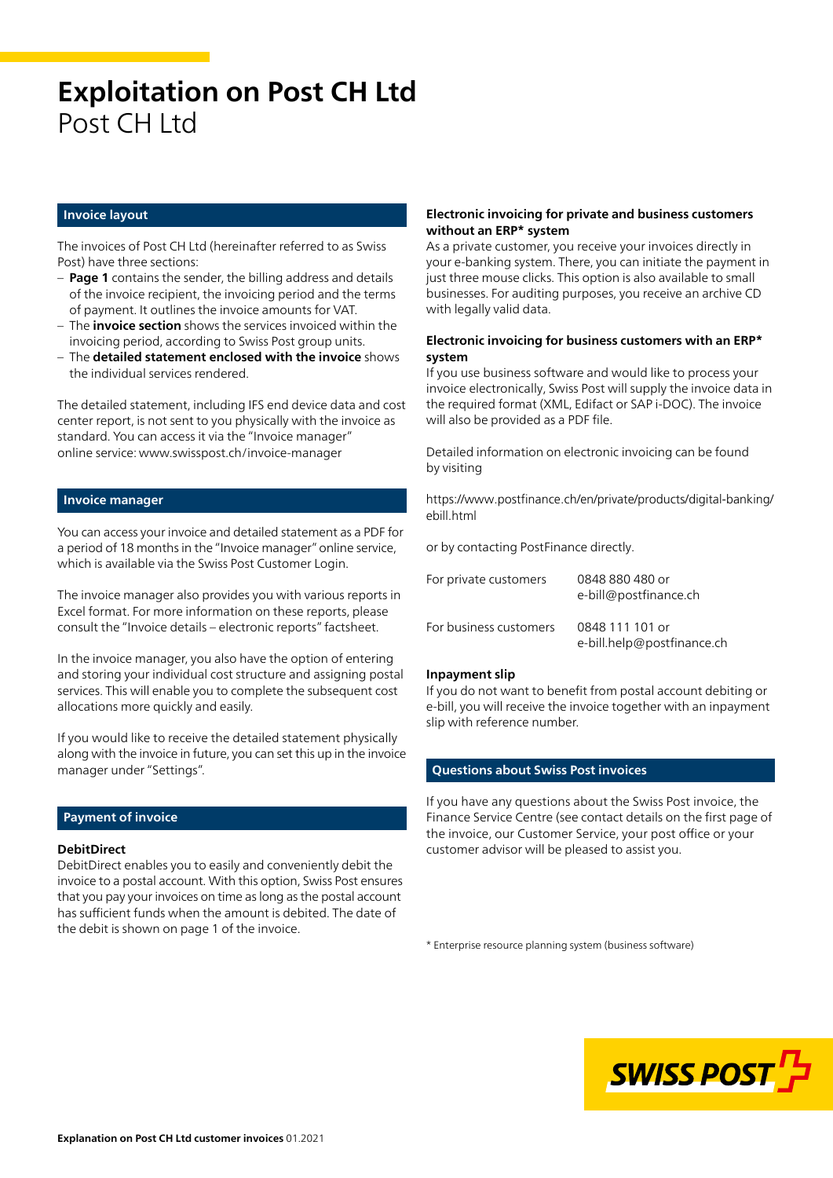# Exploitation on Post CH Ltd

Post CH Ltd

## Invoice layout

The invoices of Post CH Ltd (hereinafter referred to as Swiss Post) have three sections:

- **Page 1** contains the sender, the billing address and details of the invoice recipient, the invoicing period and the terms of payment. It outlines the invoice amounts for VAT.
- The **invoice section** shows the services invoiced within the invoicing period, according to Swiss Post group units.
- The **detailed statement enclosed with the invoice** shows the individual services rendered.

The detailed statement, including IFS end device data and cost center report, is not sent to you physically with the invoice as standard. You can access it via the "Invoice manager" online service: www.swisspost.ch/invoice-manager

## Invoice manager

You can access your invoice and detailed statement as a PDF for a period of 18 months in the "Invoice manager" online service, which is available via the Swiss Post Customer Login.

The invoice manager also provides you with various reports in Excel format. For more information on these reports, please consult the "Invoice details – electronic reports" factsheet.

In the invoice manager, you also have the option of entering and storing your individual cost structure and assigning postal services. This will enable you to complete the subsequent cost allocations more quickly and easily.

If you would like to receive the detailed statement physically along with the invoice in future, you can set this up in the invoice manager under "Settings".

## Payment of invoice

**DebitDirect**

DebitDirect enables you to easily and conveniently debit the invoice to a postal account. With this option, Swiss Post ensures that you pay your invoices on time as long as the postal account has sufficient funds when the amount is debited. The date of the debit is shown on page 1 of the invoice.

**Electronic invoicing for private and business customers without an ERP* system**

As a private customer, you receive your invoices directly in your e-banking system. There, you can initiate the payment in just three mouse clicks. This option is also available to small businesses. For auditing purposes, you receive an archive CD with legally valid data.

**Electronic invoicing for business customers with an ERP* system**

If you use business software and would like to process your invoice electronically, Swiss Post will supply the invoice data in the required format (XML, Edifact or SAP i-DOC). The invoice will also be provided as a PDF file.

Detailed information on electronic invoicing can be found by visiting

https://www.postfinance.ch/en/private/products/digital-banking/ebill.html

or by contacting PostFinance directly.

| | |
|---|---|
| For private customers | 0848 880 480 or e-bill@postfinance.ch |
| For business customers | 0848 111 101 or e-bill.help@postfinance.ch |

**Inpayment slip**

If you do not want to benefit from postal account debiting or e-bill, you will receive the invoice together with an inpayment slip with reference number.

## Questions about Swiss Post invoices

If you have any questions about the Swiss Post invoice, the Finance Service Centre (see contact details on the first page of the invoice, our Customer Service, your post office or your customer advisor will be pleased to assist you.

* Enterprise resource planning system (business software)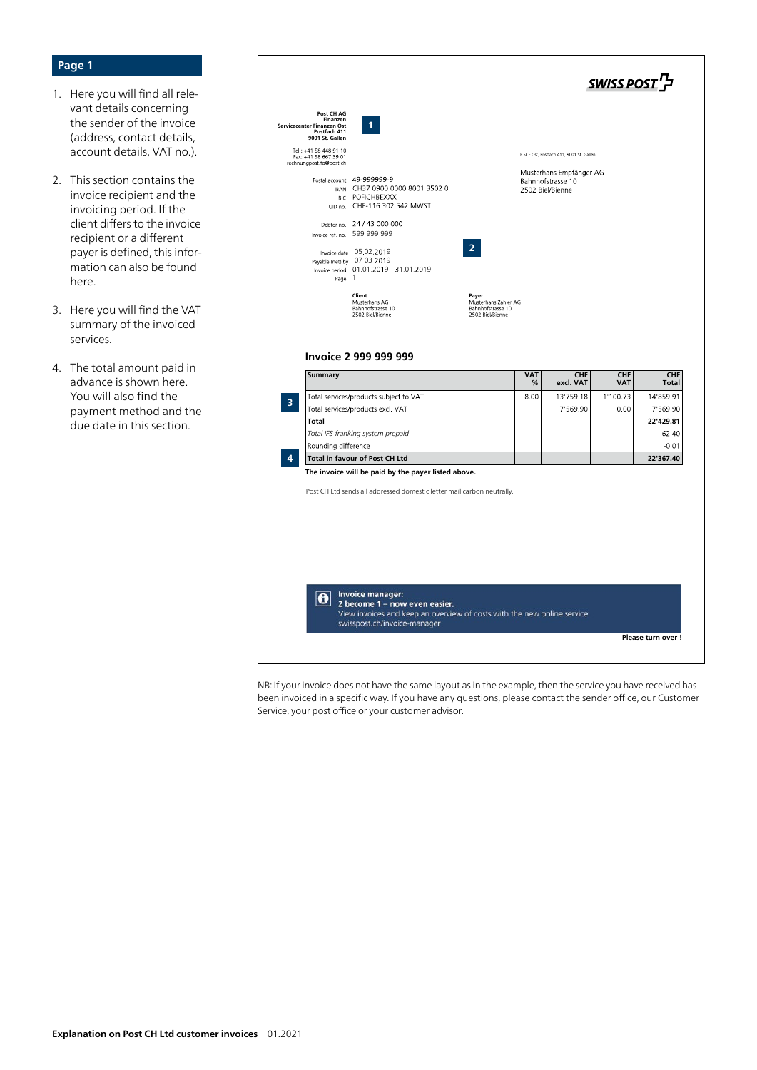## Page 1

1. Here you will find all relevant details concerning the sender of the invoice (address, contact details, account details, VAT no.).
2. This section contains the invoice recipient and the invoicing period. If the client differs to the invoice recipient or a different payer is defined, this information can also be found here.
3. Here you will find the VAT summary of the invoiced services.
4. The total amount paid in advance is shown here. You will also find the payment method and the due date in this section.

SWISS POST

**Post CH AG**
**Finanzen**
**Servicecenter Finanzen Ost**
**Postfach 411**
**9001 St. Gallen**

Tel.: +41 58 448 91 10
Fax: +41 58 667 39 01
rechnungpost.fo@post.ch

**1**

Postal account 49-999999-9
IBAN CH37 0900 0000 8001 3502 0
BIC POFICHBEXXX
UID no. CHE-116.302.542 MWST

Debtor no. 24 / 43 000 000
Invoice ref. no. 599 999 999

Invoice date 05.02.2019
Payable (net) by 07.03.2019
Invoice period 01.01.2019 - 31.01.2019
Page 1

**2**

FSCF Ost, Postfach 411, 9001 St. Gallen

Musterhans Empfänger AG
Bahnhofstrasse 10
2502 Biel/Bienne

**Client**
Musterhans AG
Bahnhofstrasse 10
2502 Biel/Bienne

**Payer**
Musterhans Zahler AG
Bahnhofstrasse 10
2502 Biel/Bienne

### Invoice 2 999 999 999

| | Summary | VAT % | CHF excl. VAT | CHF VAT | CHF Total |
|---|---|---|---|---|---|
| **3** | Total services/products subject to VAT | 8.00 | 13'759.18 | 1'100.73 | 14'859.91 |
| | Total services/products excl. VAT | | 7'569.90 | 0.00 | 7'569.90 |
| | **Total** | | | | **22'429.81** |
| | *Total IFS franking system prepaid* | | | | -62.40 |
| | Rounding difference | | | | -0.01 |
| **4** | **Total in favour of Post CH Ltd** | | | | **22'367.40** |

**The invoice will be paid by the payer listed above.**

Post CH Ltd sends all addressed domestic letter mail carbon neutrally.

**Invoice manager:**
**2 become 1 – now even easier.**
View invoices and keep an overview of costs with the new online service:
swisspost.ch/invoice-manager

**Please turn over !**

NB: If your invoice does not have the same layout as in the example, then the service you have received has been invoiced in a specific way. If you have any questions, please contact the sender office, our Customer Service, your post office or your customer advisor.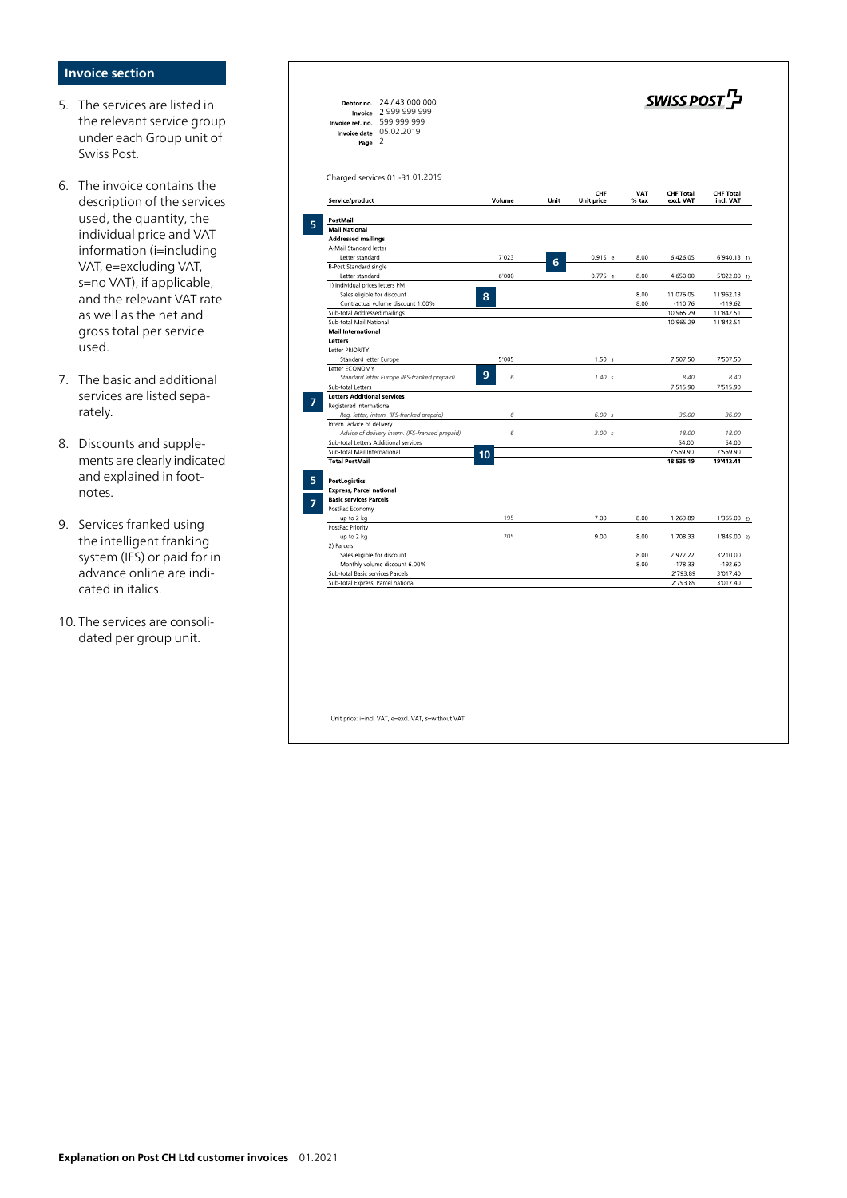## Invoice section

5. The services are listed in the relevant service group under each Group unit of Swiss Post.

6. The invoice contains the description of the services used, the quantity, the individual price and VAT information (i=including VAT, e=excluding VAT, s=no VAT), if applicable, and the relevant VAT rate as well as the net and gross total per service used.

7. The basic and additional services are listed separately.

8. Discounts and supplements are clearly indicated and explained in footnotes.

9. Services franked using the intelligent franking system (IFS) or paid for in advance online are indicated in italics.

10. The services are consolidated per group unit.

---

**SWISS POST**

**Debtor no.** 24 / 43 000 000
**Invoice** 2 999 999 999
**Invoice ref. no.** 599 999 999
**Invoice date** 05.02.2019
**Page** 2

Charged services 01.-31.01.2019

| Service/product | Volume | Unit | CHF Unit price | VAT % tax | CHF Total excl. VAT | CHF Total incl. VAT |
|---|---|---|---|---|---|---|
| **PostMail** | | | | | | |
| **Mail National** | | | | | | |
| **Addressed mailings** | | | | | | |
| A-Mail Standard letter | | | | | | |
| Letter standard | 7'023 | | 0.915 e | 8.00 | 6'426.05 | 6'940.13 1) |
| B-Post Standard single | | | | | | |
| Letter standard | 6'000 | | 0.775 e | 8.00 | 4'650.00 | 5'022.00 1) |
| 1) Individual prices letters PM | | | | | | |
| Sales eligible for discount | | | | 8.00 | 11'076.05 | 11'962.13 |
| Contractual volume discount 1.00% | | | | 8.00 | -110.76 | -119.62 |
| Sub-total Addressed mailings | | | | | 10'965.29 | 11'842.51 |
| Sub-total Mail National | | | | | 10'965.29 | 11'842.51 |
| **Mail International** | | | | | | |
| **Letters** | | | | | | |
| Letter PRIORITY | | | | | | |
| Standard letter Europe | 5'005 | | 1.50 s | | 7'507.50 | 7'507.50 |
| Letter ECONOMY | | | | | | |
| *Standard letter Europe (IFS-franked prepaid)* | *6* | | *1.40 s* | | *8.40* | *8.40* |
| Sub-total Letters | | | | | 7'515.90 | 7'515.90 |
| **Letters Additional services** | | | | | | |
| Registered international | | | | | | |
| *Reg. letter, intern. (IFS-franked prepaid)* | *6* | | *6.00 s* | | *36.00* | *36.00* |
| Intern. advice of delivery | | | | | | |
| *Advice of delivery intern. (IFS-franked prepaid)* | *6* | | *3.00 s* | | *18.00* | *18.00* |
| Sub-total Letters Additional services | | | | | 54.00 | 54.00 |
| Sub-total Mail International | | | | | 7'569.90 | 7'569.90 |
| **Total PostMail** | | | | | **18'535.19** | **19'412.41** |
| **PostLogistics** | | | | | | |
| **Express, Parcel national** | | | | | | |
| **Basic services Parcels** | | | | | | |
| PostPac Economy | | | | | | |
| up to 2 kg | 195 | | 7.00 i | 8.00 | 1'263.89 | 1'365.00 2) |
| PostPac Priority | | | | | | |
| up to 2 kg | 205 | | 9.00 i | 8.00 | 1'708.33 | 1'845.00 2) |
| 2) Parcels | | | | | | |
| Sales eligible for discount | | | | 8.00 | 2'972.22 | 3'210.00 |
| Monthly volume discount 6.00% | | | | 8.00 | -178.33 | -192.60 |
| Sub-total Basic services Parcels | | | | | 2'793.89 | 3'017.40 |
| Sub-total Express, Parcel national | | | | | 2'793.89 | 3'017.40 |

Unit price: i=incl. VAT, e=excl. VAT, s=without VAT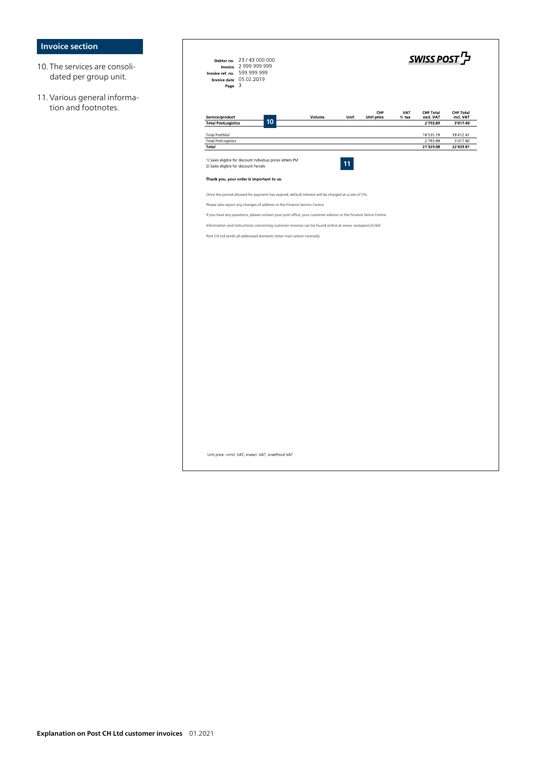## Invoice section

10. The services are consolidated per group unit.

11. Various general information and footnotes.

**Debtor no.** 23 / 43 000 000
**Invoice** 2 999 999 999
**Invoice ref. no.** 599 999 999
**Invoice date** 05.02.2019
**Page** 3

SWISS POST

| Service/product | Volume | Unit | CHF Unit price | VAT % tax | CHF Total excl. VAT | CHF Total incl. VAT |
|---|---|---|---|---|---|---|
| **Total PostLogistics** 10 | | | | | **2'793.89** | **3'017.40** |
| Total PostMail | | | | | 18'535.19 | 19'412.41 |
| Total PostLogistics | | | | | 2'793.89 | 3'017.40 |
| **Total** | | | | | **21'329.08** | **22'429.81** |

1) Sales eligible for discount Individual prices letters PM
2) Sales eligible for discount Parcels

11

**Thank you, your order is important to us.**

Once the period allowed for payment has expired, default interest will be charged at a rate of 5%.

Please also report any changes of address to the Finance Service Centre.

If you have any questions, please contact your post office, your customer advisor or the Finance Serice Centre.

Information and instructions concerning customer invoices can be found online at www. swisspost.ch/bill

Post CH Ltd sends all addressed domestic letter mail carbon neutrally.

Unit price: i=incl. VAT, e=excl. VAT, s=without VAT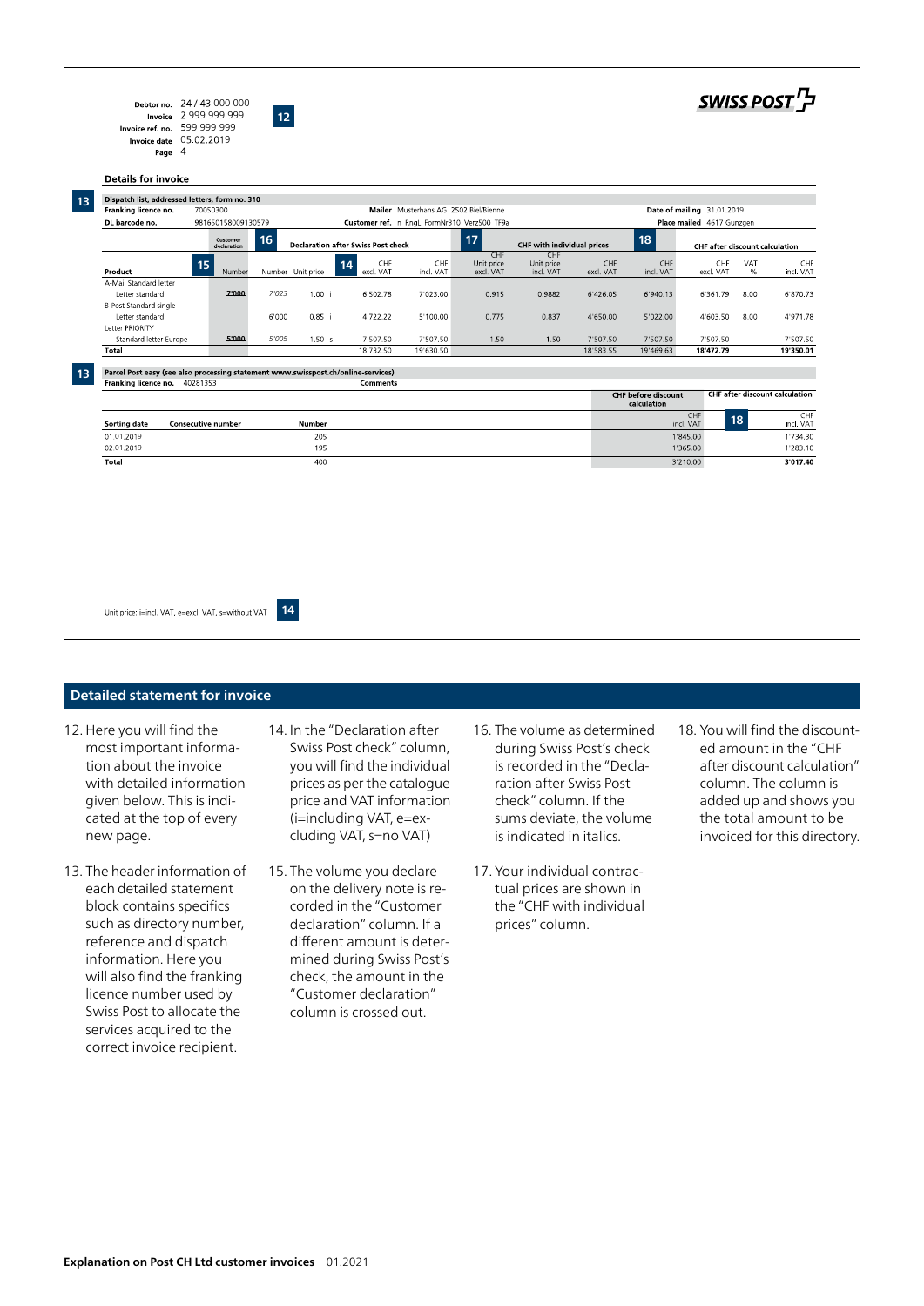Debtor no. 24 / 43 000 000
Invoice 2 999 999 999
Invoice ref. no. 599 999 999
Invoice date 05.02.2019
Page 4

**12**

**SWISS POST**

**Details for invoice**

**13**

**Dispatch list, addressed letters, form no. 310**

Franking licence no. 70050300 — Mailer Musterhans AG 2502 Biel/Bienne — Date of mailing 31.01.2019

DL barcode no. 981650158009130579 — Customer ref. n_Rngl_FormNr310_Verz500_TF9a — Place mailed 4617 Gunzgen

| Product | Customer declaration (15) Number | Declaration after Swiss Post check (16) Number | Unit price (14) | CHF excl. VAT | CHF incl. VAT | CHF Unit price excl. VAT (17) | CHF Unit price incl. VAT | CHF excl. VAT | CHF incl. VAT | CHF after discount calculation (18) CHF excl. VAT | VAT % | CHF incl. VAT |
|---|---|---|---|---|---|---|---|---|---|---|---|---|
| A-Mail Standard letter | | | | | | | | | | | | |
| Letter standard | ~~7'000~~ | *7'023* | 1.00 i | 6'502.78 | 7'023.00 | 0.915 | 0.9882 | 6'426.05 | 6'940.13 | 6'361.79 | 8.00 | 6'870.73 |
| B-Post Standard single | | | | | | | | | | | | |
| Letter standard | | 6'000 | 0.85 i | 4'722.22 | 5'100.00 | 0.775 | 0.837 | 4'650.00 | 5'022.00 | 4'603.50 | 8.00 | 4'971.78 |
| Letter PRIORITY | | | | | | | | | | | | |
| Standard letter Europe | ~~5'000~~ | *5'005* | 1.50 s | 7'507.50 | 7'507.50 | 1.50 | 1.50 | 7'507.50 | 7'507.50 | 7'507.50 | | 7'507.50 |
| **Total** | | | | 18'732.50 | 19'630.50 | | | 18'583.55 | 19'469.63 | **18'472.79** | | **19'350.01** |

Column groups: Declaration after Swiss Post check (16); CHF with individual prices (17); CHF after discount calculation (18).

**13**

**Parcel Post easy (see also processing statement www.swisspost.ch/online-services)**

Franking licence no. 40281353 — Comments

| Sorting date | Consecutive number | Number | CHF before discount calculation CHF incl. VAT | CHF after discount calculation (18) CHF incl. VAT |
|---|---|---|---|---|
| 01.01.2019 | | 205 | 1'845.00 | 1'734.30 |
| 02.01.2019 | | 195 | 1'365.00 | 1'283.10 |
| **Total** | | 400 | 3'210.00 | **3'017.40** |

Unit price: i=incl. VAT, e=excl. VAT, s=without VAT **14**

## Detailed statement for invoice

12. Here you will find the most important information about the invoice with detailed information given below. This is indicated at the top of every new page.

13. The header information of each detailed statement block contains specifics such as directory number, reference and dispatch information. Here you will also find the franking licence number used by Swiss Post to allocate the services acquired to the correct invoice recipient.

14. In the "Declaration after Swiss Post check" column, you will find the individual prices as per the catalogue price and VAT information (i=including VAT, e=excluding VAT, s=no VAT)

15. The volume you declare on the delivery note is recorded in the "Customer declaration" column. If a different amount is determined during Swiss Post's check, the amount in the "Customer declaration" column is crossed out.

16. The volume as determined during Swiss Post's check is recorded in the "Declaration after Swiss Post check" column. If the sums deviate, the volume is indicated in italics.

17. Your individual contractual prices are shown in the "CHF with individual prices" column.

18. You will find the discounted amount in the "CHF after discount calculation" column. The column is added up and shows you the total amount to be invoiced for this directory.

Explanation on Post CH Ltd customer invoices 01.2021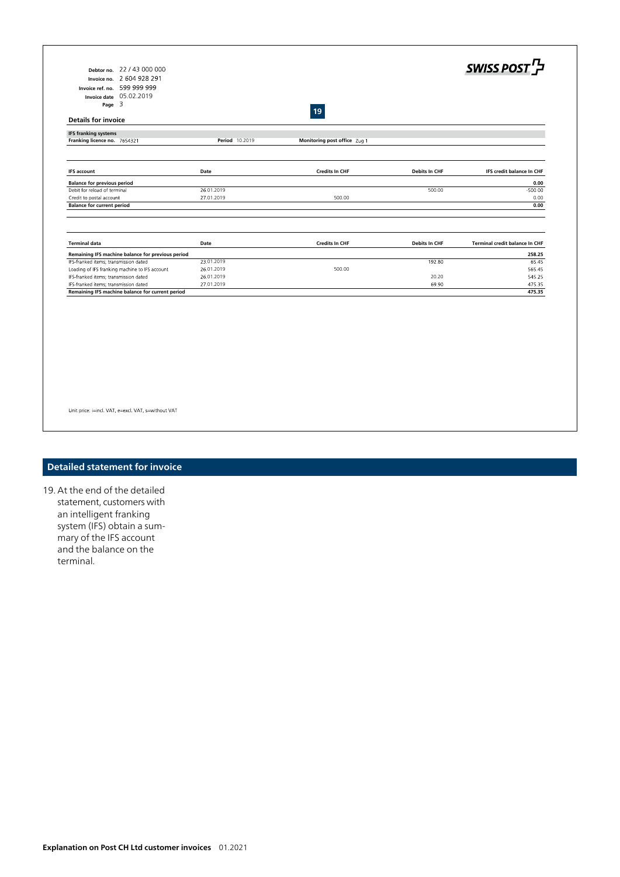Debtor no. 22 / 43 000 000
Invoice no. 2 604 928 291
Invoice ref. no. 599 999 999
Invoice date 05.02.2019
Page 3

SWISS POST

19

**Details for invoice**

**IFS franking systems**
**Franking licence no.** 7654321 **Period** 10.2019 **Monitoring post office** Zug 1

| IFS account | Date | Credits In CHF | Debits In CHF | IFS credit balance In CHF |
|---|---|---|---|---|
| **Balance for previous period** | | | | **0.00** |
| Debit for reload of terminal | 26.01.2019 | | 500.00 | -500.00 |
| Credit to postal account | 27.01.2019 | 500.00 | | 0.00 |
| **Balance for current period** | | | | **0.00** |

| Terminal data | Date | Credits In CHF | Debits In CHF | Terminal credit balance In CHF |
|---|---|---|---|---|
| **Remaining IFS machine balance for previous period** | | | | **258.25** |
| IFS-franked items; transmission dated | 23.01.2019 | | 192.80 | 65.45 |
| Loading of IFS franking machine to IFS account | 26.01.2019 | 500.00 | | 565.45 |
| IFS-franked items; transmission dated | 26.01.2019 | | 20.20 | 545.25 |
| IFS-franked items; transmission dated | 27.01.2019 | | 69.90 | 475.35 |
| **Remaining IFS machine balance for current period** | | | | **475.35** |

Unit price: i=incl. VAT, e=excl. VAT, s=without VAT

## Detailed statement for invoice

19. At the end of the detailed statement, customers with an intelligent franking system (IFS) obtain a summary of the IFS account and the balance on the terminal.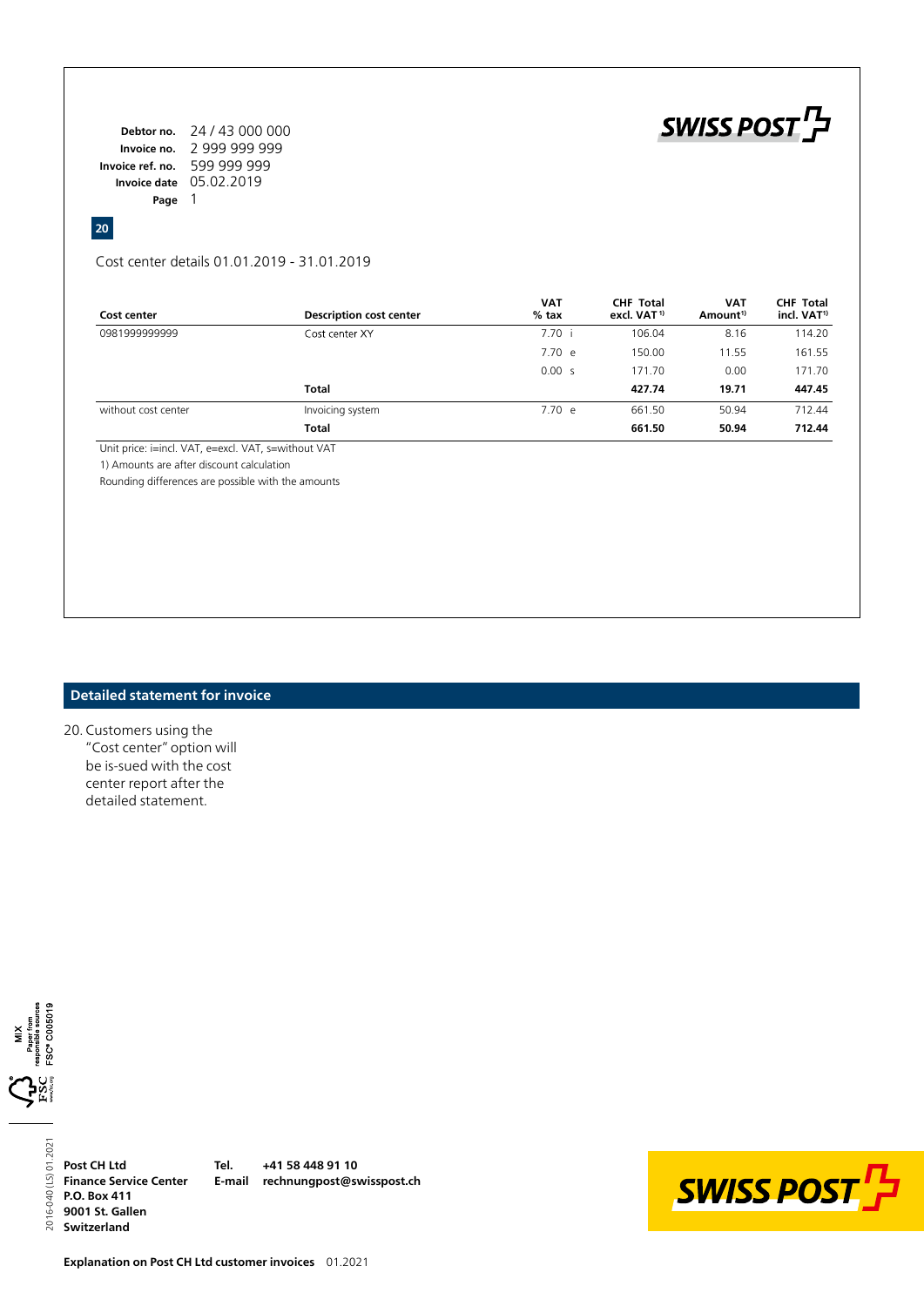| | |
|---|---|
| **Debtor no.** | 24 / 43 000 000 |
| **Invoice no.** | 2 999 999 999 |
| **Invoice ref. no.** | 599 999 999 |
| **Invoice date** | 05.02.2019 |
| **Page** | 1 |

SWISS POST

**20**

Cost center details 01.01.2019 - 31.01.2019

| Cost center | Description cost center | VAT % tax | CHF Total excl. VAT[1] | VAT Amount[1] | CHF Total incl. VAT[1] |
|---|---|---|---|---|---|
| 0981999999999 | Cost center XY | 7.70 i | 106.04 | 8.16 | 114.20 |
| | | 7.70 e | 150.00 | 11.55 | 161.55 |
| | | 0.00 s | 171.70 | 0.00 | 171.70 |
| | **Total** | | **427.74** | **19.71** | **447.45** |
| without cost center | Invoicing system | 7.70 e | 661.50 | 50.94 | 712.44 |
| | **Total** | | **661.50** | **50.94** | **712.44** |

Unit price: i=incl. VAT, e=excl. VAT, s=without VAT

1) Amounts are after discount calculation

Rounding differences are possible with the amounts

## Detailed statement for invoice

20. Customers using the "Cost center" option will be is-sued with the cost center report after the detailed statement.

**Post CH Ltd**
**Finance Service Center**
**P.O. Box 411**
**9001 St. Gallen**
**Switzerland**

**Tel.** **+41 58 448 91 10**
**E-mail** **rechnungpost@swisspost.ch**

SWISS POST

**Explanation on Post CH Ltd customer invoices** 01.2021